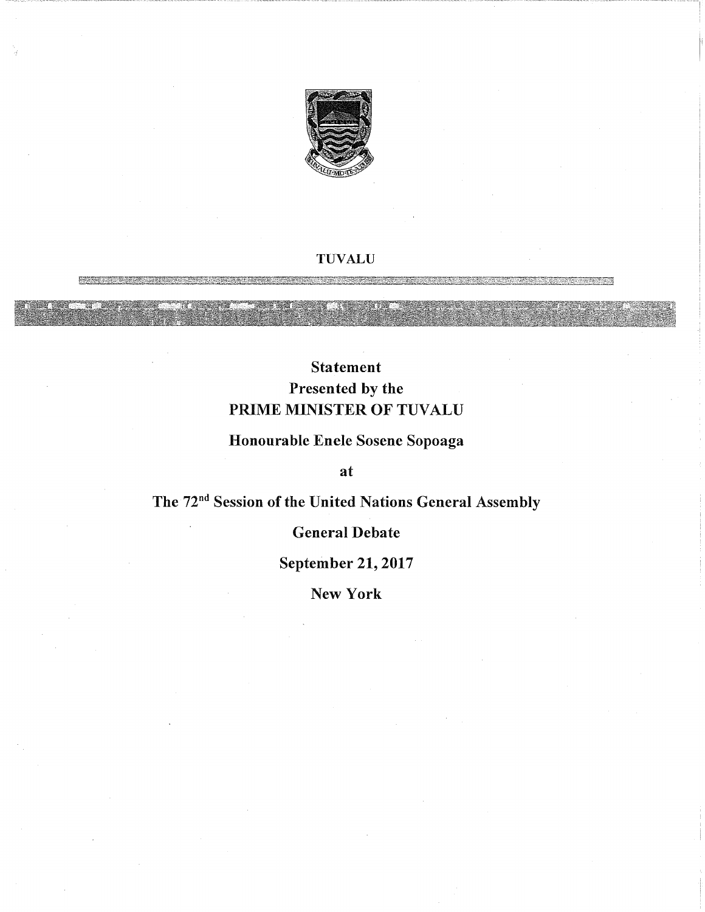TUVALU

**Statement**

**Presented by the**

**PRIME MINISTER OF TUVALU**

**Honourable Enele Sosene Sopoaga**

**at**

**The 72nd Session of the United Nations General Assembly**

**General Debate**

**September 21, 2017**

**New York**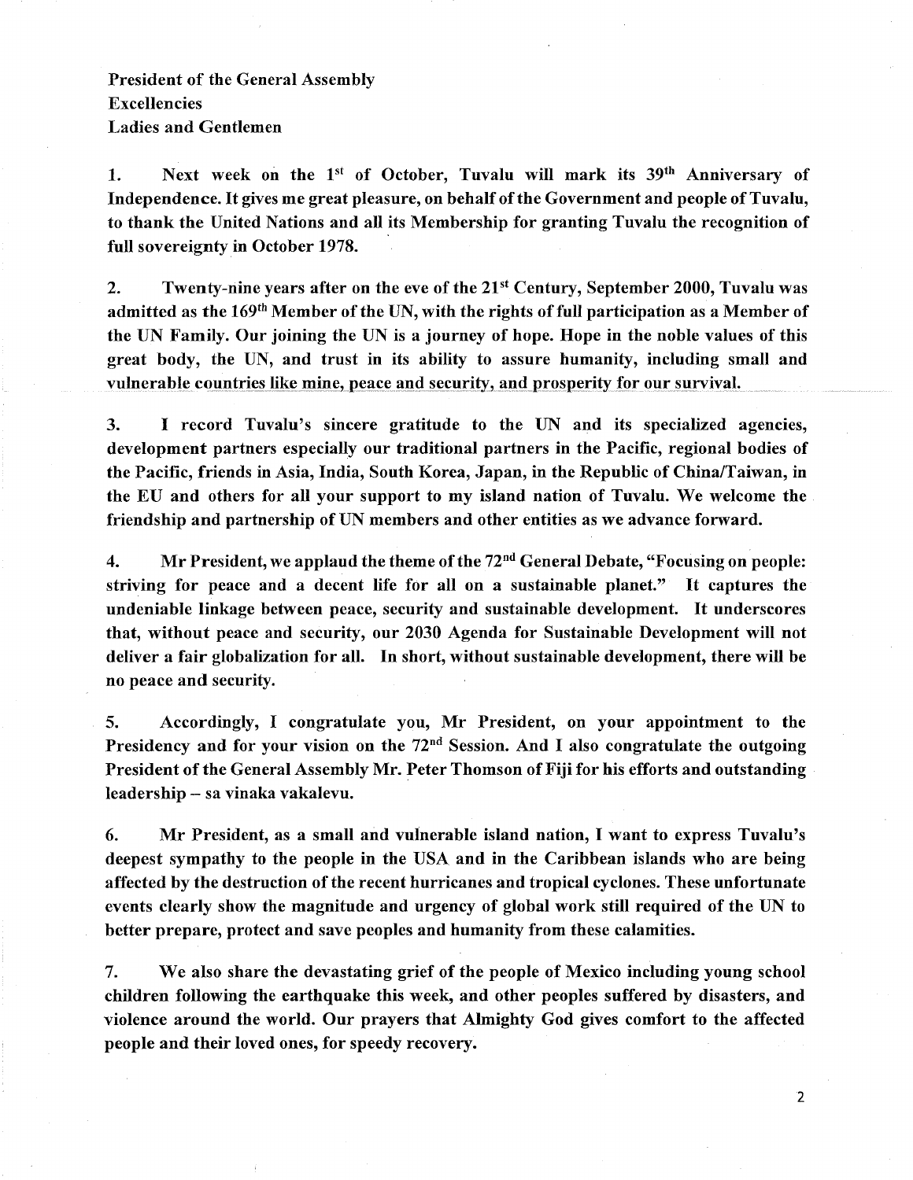**President of the General Assembly**
**Excellencies**
**Ladies and Gentlemen**

**1. Next week on the 1st of October, Tuvalu will mark its 39th Anniversary of Independence. It gives me great pleasure, on behalf of the Government and people of Tuvalu, to thank the United Nations and all its Membership for granting Tuvalu the recognition of full sovereignty in October 1978.**

**2. Twenty-nine years after on the eve of the 21st Century, September 2000, Tuvalu was admitted as the 169th Member of the UN, with the rights of full participation as a Member of the UN Family. Our joining the UN is a journey of hope. Hope in the noble values of this great body, the UN, and trust in its ability to assure humanity, including small and vulnerable countries like mine, peace and security, and prosperity for our survival.**

**3. I record Tuvalu's sincere gratitude to the UN and its specialized agencies, development partners especially our traditional partners in the Pacific, regional bodies of the Pacific, friends in Asia, India, South Korea, Japan, in the Republic of China/Taiwan, in the EU and others for all your support to my island nation of Tuvalu. We welcome the friendship and partnership of UN members and other entities as we advance forward.**

**4. Mr President, we applaud the theme of the 72nd General Debate, "Focusing on people: striving for peace and a decent life for all on a sustainable planet." It captures the undeniable linkage between peace, security and sustainable development. It underscores that, without peace and security, our 2030 Agenda for Sustainable Development will not deliver a fair globalization for all. In short, without sustainable development, there will be no peace and security.**

**5. Accordingly, I congratulate you, Mr President, on your appointment to the Presidency and for your vision on the 72nd Session. And I also congratulate the outgoing President of the General Assembly Mr. Peter Thomson of Fiji for his efforts and outstanding leadership – sa vinaka vakalevu.**

**6. Mr President, as a small and vulnerable island nation, I want to express Tuvalu's deepest sympathy to the people in the USA and in the Caribbean islands who are being affected by the destruction of the recent hurricanes and tropical cyclones. These unfortunate events clearly show the magnitude and urgency of global work still required of the UN to better prepare, protect and save peoples and humanity from these calamities.**

**7. We also share the devastating grief of the people of Mexico including young school children following the earthquake this week, and other peoples suffered by disasters, and violence around the world. Our prayers that Almighty God gives comfort to the affected people and their loved ones, for speedy recovery.**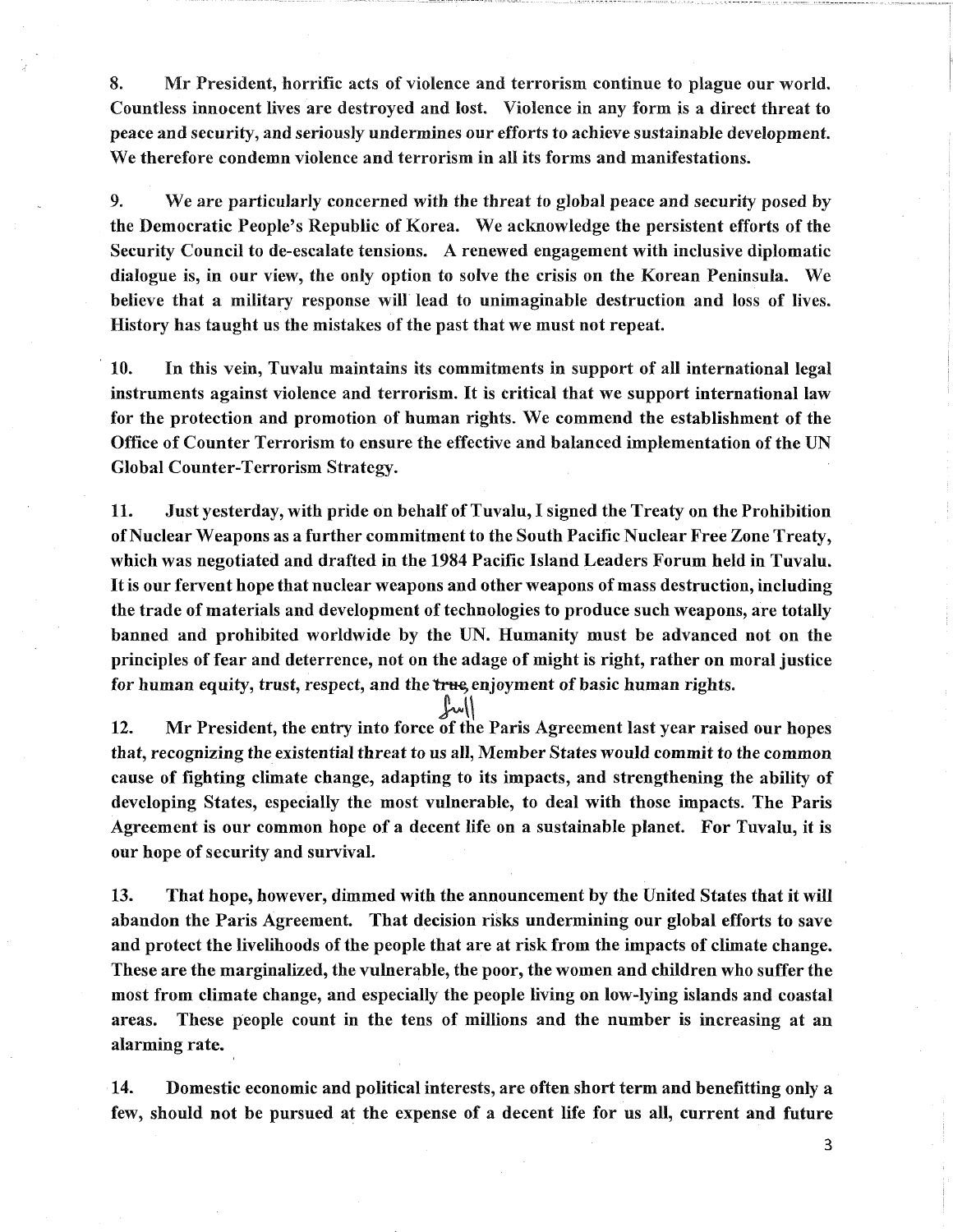8. Mr President, horrific acts of violence and terrorism continue to plague our world. Countless innocent lives are destroyed and lost. Violence in any form is a direct threat to peace and security, and seriously undermines our efforts to achieve sustainable development. We therefore condemn violence and terrorism in all its forms and manifestations.

9. We are particularly concerned with the threat to global peace and security posed by the Democratic People's Republic of Korea. We acknowledge the persistent efforts of the Security Council to de-escalate tensions. A renewed engagement with inclusive diplomatic dialogue is, in our view, the only option to solve the crisis on the Korean Peninsula. We believe that a military response will lead to unimaginable destruction and loss of lives. History has taught us the mistakes of the past that we must not repeat.

10. In this vein, Tuvalu maintains its commitments in support of all international legal instruments against violence and terrorism. It is critical that we support international law for the protection and promotion of human rights. We commend the establishment of the Office of Counter Terrorism to ensure the effective and balanced implementation of the UN Global Counter-Terrorism Strategy.

11. Just yesterday, with pride on behalf of Tuvalu, I signed the Treaty on the Prohibition of Nuclear Weapons as a further commitment to the South Pacific Nuclear Free Zone Treaty, which was negotiated and drafted in the 1984 Pacific Island Leaders Forum held in Tuvalu. It is our fervent hope that nuclear weapons and other weapons of mass destruction, including the trade of materials and development of technologies to produce such weapons, are totally banned and prohibited worldwide by the UN. Humanity must be advanced not on the principles of fear and deterrence, not on the adage of might is right, rather on moral justice for human equity, trust, respect, and the ~~true~~ full enjoyment of basic human rights.

12. Mr President, the entry into force of the Paris Agreement last year raised our hopes that, recognizing the existential threat to us all, Member States would commit to the common cause of fighting climate change, adapting to its impacts, and strengthening the ability of developing States, especially the most vulnerable, to deal with those impacts. The Paris Agreement is our common hope of a decent life on a sustainable planet. For Tuvalu, it is our hope of security and survival.

13. That hope, however, dimmed with the announcement by the United States that it will abandon the Paris Agreement. That decision risks undermining our global efforts to save and protect the livelihoods of the people that are at risk from the impacts of climate change. These are the marginalized, the vulnerable, the poor, the women and children who suffer the most from climate change, and especially the people living on low-lying islands and coastal areas. These people count in the tens of millions and the number is increasing at an alarming rate.

14. Domestic economic and political interests, are often short term and benefitting only a few, should not be pursued at the expense of a decent life for us all, current and future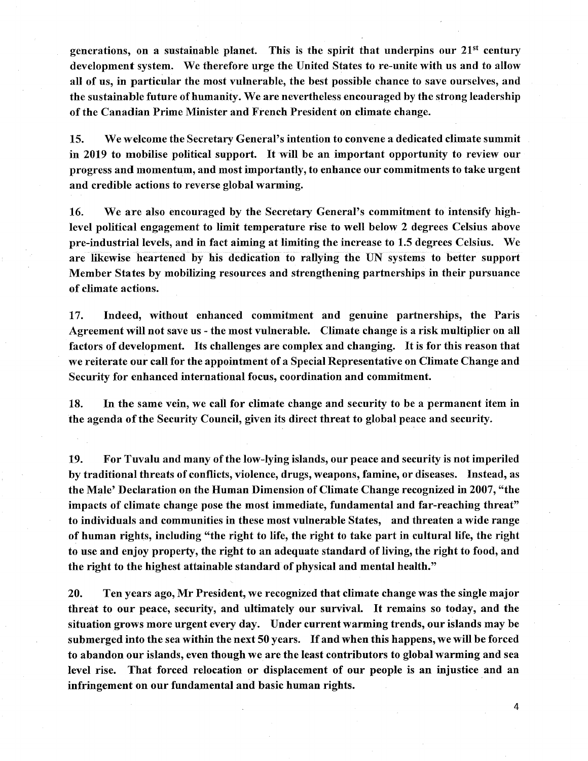generations, on a sustainable planet. This is the spirit that underpins our 21st century development system. We therefore urge the United States to re-unite with us and to allow all of us, in particular the most vulnerable, the best possible chance to save ourselves, and the sustainable future of humanity. We are nevertheless encouraged by the strong leadership of the Canadian Prime Minister and French President on climate change.

15. We welcome the Secretary General's intention to convene a dedicated climate summit in 2019 to mobilise political support. It will be an important opportunity to review our progress and momentum, and most importantly, to enhance our commitments to take urgent and credible actions to reverse global warming.

16. We are also encouraged by the Secretary General's commitment to intensify high-level political engagement to limit temperature rise to well below 2 degrees Celsius above pre-industrial levels, and in fact aiming at limiting the increase to 1.5 degrees Celsius. We are likewise heartened by his dedication to rallying the UN systems to better support Member States by mobilizing resources and strengthening partnerships in their pursuance of climate actions.

17. Indeed, without enhanced commitment and genuine partnerships, the Paris Agreement will not save us - the most vulnerable. Climate change is a risk multiplier on all factors of development. Its challenges are complex and changing. It is for this reason that we reiterate our call for the appointment of a Special Representative on Climate Change and Security for enhanced international focus, coordination and commitment.

18. In the same vein, we call for climate change and security to be a permanent item in the agenda of the Security Council, given its direct threat to global peace and security.

19. For Tuvalu and many of the low-lying islands, our peace and security is not imperiled by traditional threats of conflicts, violence, drugs, weapons, famine, or diseases. Instead, as the Male' Declaration on the Human Dimension of Climate Change recognized in 2007, "the impacts of climate change pose the most immediate, fundamental and far-reaching threat" to individuals and communities in these most vulnerable States, and threaten a wide range of human rights, including "the right to life, the right to take part in cultural life, the right to use and enjoy property, the right to an adequate standard of living, the right to food, and the right to the highest attainable standard of physical and mental health."

20. Ten years ago, Mr President, we recognized that climate change was the single major threat to our peace, security, and ultimately our survival. It remains so today, and the situation grows more urgent every day. Under current warming trends, our islands may be submerged into the sea within the next 50 years. If and when this happens, we will be forced to abandon our islands, even though we are the least contributors to global warming and sea level rise. That forced relocation or displacement of our people is an injustice and an infringement on our fundamental and basic human rights.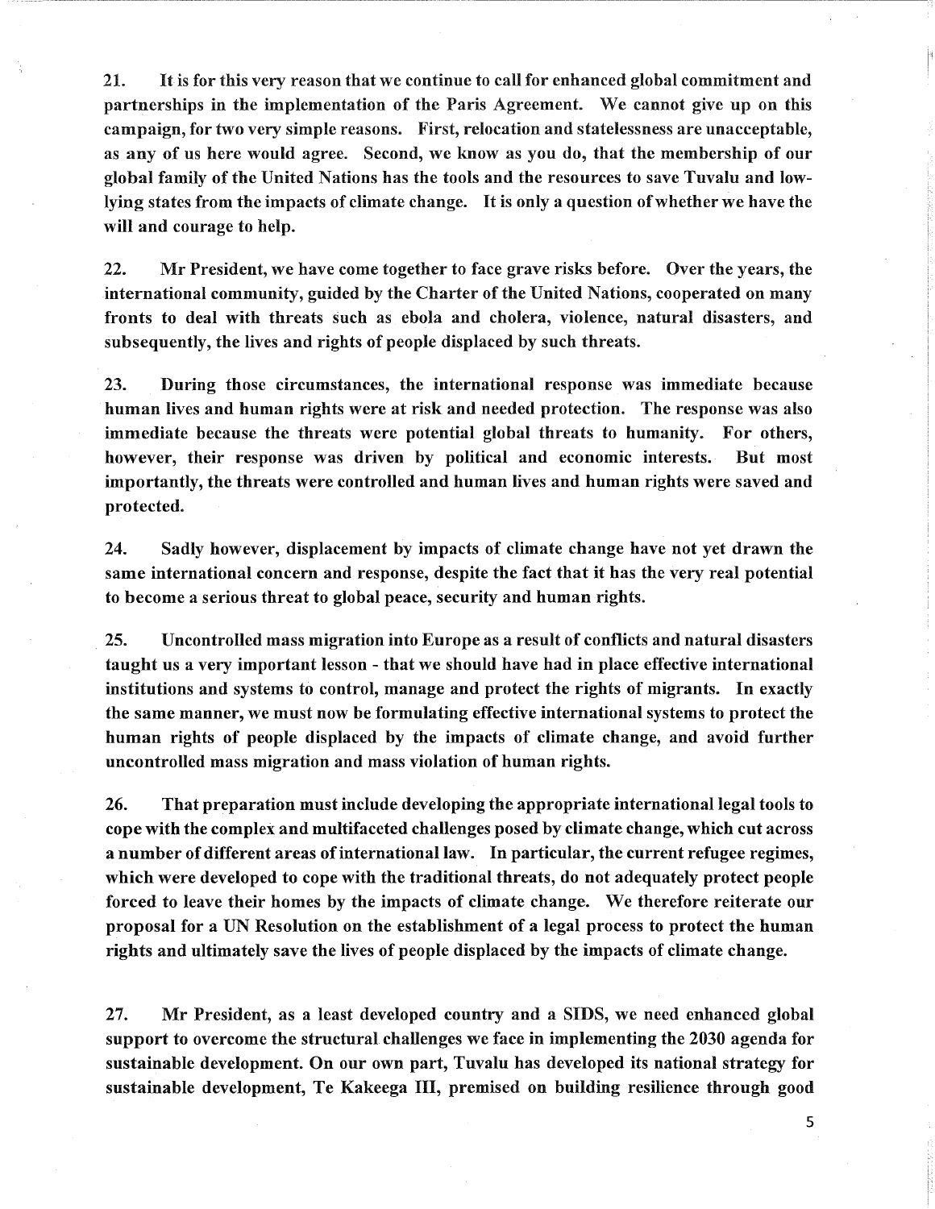**21. It is for this very reason that we continue to call for enhanced global commitment and partnerships in the implementation of the Paris Agreement. We cannot give up on this campaign, for two very simple reasons. First, relocation and statelessness are unacceptable, as any of us here would agree. Second, we know as you do, that the membership of our global family of the United Nations has the tools and the resources to save Tuvalu and low-lying states from the impacts of climate change. It is only a question of whether we have the will and courage to help.**

**22. Mr President, we have come together to face grave risks before. Over the years, the international community, guided by the Charter of the United Nations, cooperated on many fronts to deal with threats such as ebola and cholera, violence, natural disasters, and subsequently, the lives and rights of people displaced by such threats.**

**23. During those circumstances, the international response was immediate because human lives and human rights were at risk and needed protection. The response was also immediate because the threats were potential global threats to humanity. For others, however, their response was driven by political and economic interests. But most importantly, the threats were controlled and human lives and human rights were saved and protected.**

**24. Sadly however, displacement by impacts of climate change have not yet drawn the same international concern and response, despite the fact that it has the very real potential to become a serious threat to global peace, security and human rights.**

**25. Uncontrolled mass migration into Europe as a result of conflicts and natural disasters taught us a very important lesson - that we should have had in place effective international institutions and systems to control, manage and protect the rights of migrants. In exactly the same manner, we must now be formulating effective international systems to protect the human rights of people displaced by the impacts of climate change, and avoid further uncontrolled mass migration and mass violation of human rights.**

**26. That preparation must include developing the appropriate international legal tools to cope with the complex and multifaceted challenges posed by climate change, which cut across a number of different areas of international law. In particular, the current refugee regimes, which were developed to cope with the traditional threats, do not adequately protect people forced to leave their homes by the impacts of climate change. We therefore reiterate our proposal for a UN Resolution on the establishment of a legal process to protect the human rights and ultimately save the lives of people displaced by the impacts of climate change.**

**27. Mr President, as a least developed country and a SIDS, we need enhanced global support to overcome the structural challenges we face in implementing the 2030 agenda for sustainable development. On our own part, Tuvalu has developed its national strategy for sustainable development, Te Kakeega III, premised on building resilience through good**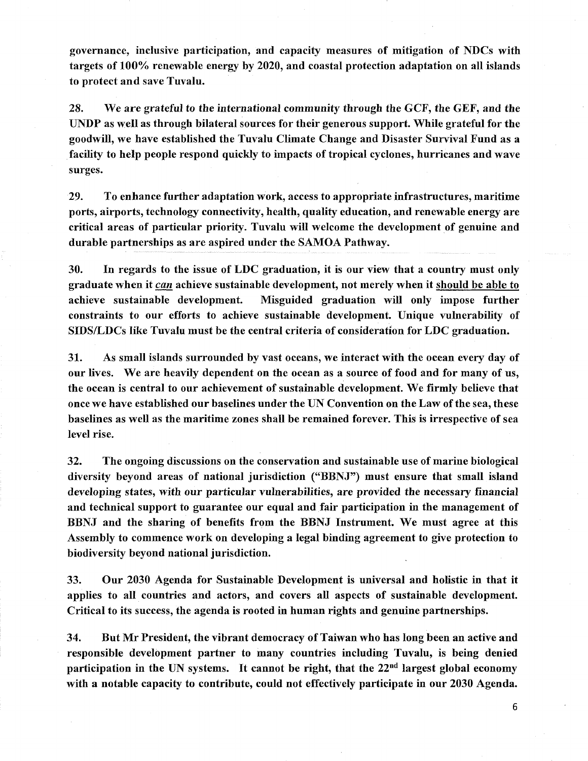**governance, inclusive participation, and capacity measures of mitigation of NDCs with targets of 100% renewable energy by 2020, and coastal protection adaptation on all islands to protect and save Tuvalu.**

**28. We are grateful to the international community through the GCF, the GEF, and the UNDP as well as through bilateral sources for their generous support. While grateful for the goodwill, we have established the Tuvalu Climate Change and Disaster Survival Fund as a facility to help people respond quickly to impacts of tropical cyclones, hurricanes and wave surges.**

**29. To enhance further adaptation work, access to appropriate infrastructures, maritime ports, airports, technology connectivity, health, quality education, and renewable energy are critical areas of particular priority. Tuvalu will welcome the development of genuine and durable partnerships as are aspired under the SAMOA Pathway.**

**30. In regards to the issue of LDC graduation, it is our view that a country must only graduate when it *<u>can</u>* achieve sustainable development, not merely when it <u>should be able to</u> achieve sustainable development. Misguided graduation will only impose further constraints to our efforts to achieve sustainable development. Unique vulnerability of SIDS/LDCs like Tuvalu must be the central criteria of consideration for LDC graduation.**

**31. As small islands surrounded by vast oceans, we interact with the ocean every day of our lives. We are heavily dependent on the ocean as a source of food and for many of us, the ocean is central to our achievement of sustainable development. We firmly believe that once we have established our baselines under the UN Convention on the Law of the sea, these baselines as well as the maritime zones shall be remained forever. This is irrespective of sea level rise.**

**32. The ongoing discussions on the conservation and sustainable use of marine biological diversity beyond areas of national jurisdiction ("BBNJ") must ensure that small island developing states, with our particular vulnerabilities, are provided the necessary financial and technical support to guarantee our equal and fair participation in the management of BBNJ and the sharing of benefits from the BBNJ Instrument. We must agree at this Assembly to commence work on developing a legal binding agreement to give protection to biodiversity beyond national jurisdiction.**

**33. Our 2030 Agenda for Sustainable Development is universal and holistic in that it applies to all countries and actors, and covers all aspects of sustainable development. Critical to its success, the agenda is rooted in human rights and genuine partnerships.**

**34. But Mr President, the vibrant democracy of Taiwan who has long been an active and responsible development partner to many countries including Tuvalu, is being denied participation in the UN systems. It cannot be right, that the 22nd largest global economy with a notable capacity to contribute, could not effectively participate in our 2030 Agenda.**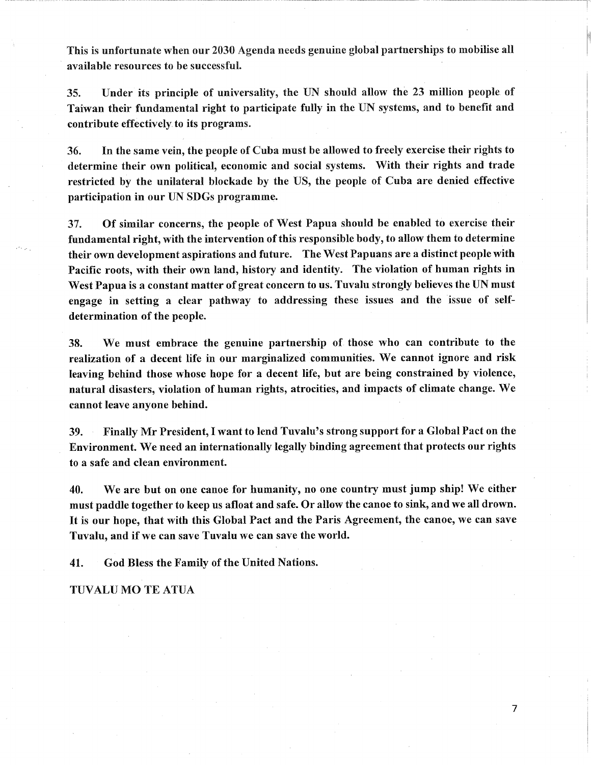**This is unfortunate when our 2030 Agenda needs genuine global partnerships to mobilise all available resources to be successful.**

**35. Under its principle of universality, the UN should allow the 23 million people of Taiwan their fundamental right to participate fully in the UN systems, and to benefit and contribute effectively to its programs.**

**36. In the same vein, the people of Cuba must be allowed to freely exercise their rights to determine their own political, economic and social systems. With their rights and trade restricted by the unilateral blockade by the US, the people of Cuba are denied effective participation in our UN SDGs programme.**

**37. Of similar concerns, the people of West Papua should be enabled to exercise their fundamental right, with the intervention of this responsible body, to allow them to determine their own development aspirations and future. The West Papuans are a distinct people with Pacific roots, with their own land, history and identity. The violation of human rights in West Papua is a constant matter of great concern to us. Tuvalu strongly believes the UN must engage in setting a clear pathway to addressing these issues and the issue of self-determination of the people.**

**38. We must embrace the genuine partnership of those who can contribute to the realization of a decent life in our marginalized communities. We cannot ignore and risk leaving behind those whose hope for a decent life, but are being constrained by violence, natural disasters, violation of human rights, atrocities, and impacts of climate change. We cannot leave anyone behind.**

**39. Finally Mr President, I want to lend Tuvalu's strong support for a Global Pact on the Environment. We need an internationally legally binding agreement that protects our rights to a safe and clean environment.**

**40. We are but on one canoe for humanity, no one country must jump ship! We either must paddle together to keep us afloat and safe. Or allow the canoe to sink, and we all drown. It is our hope, that with this Global Pact and the Paris Agreement, the canoe, we can save Tuvalu, and if we can save Tuvalu we can save the world.**

**41. God Bless the Family of the United Nations.**

TUVALU MO TE ATUA